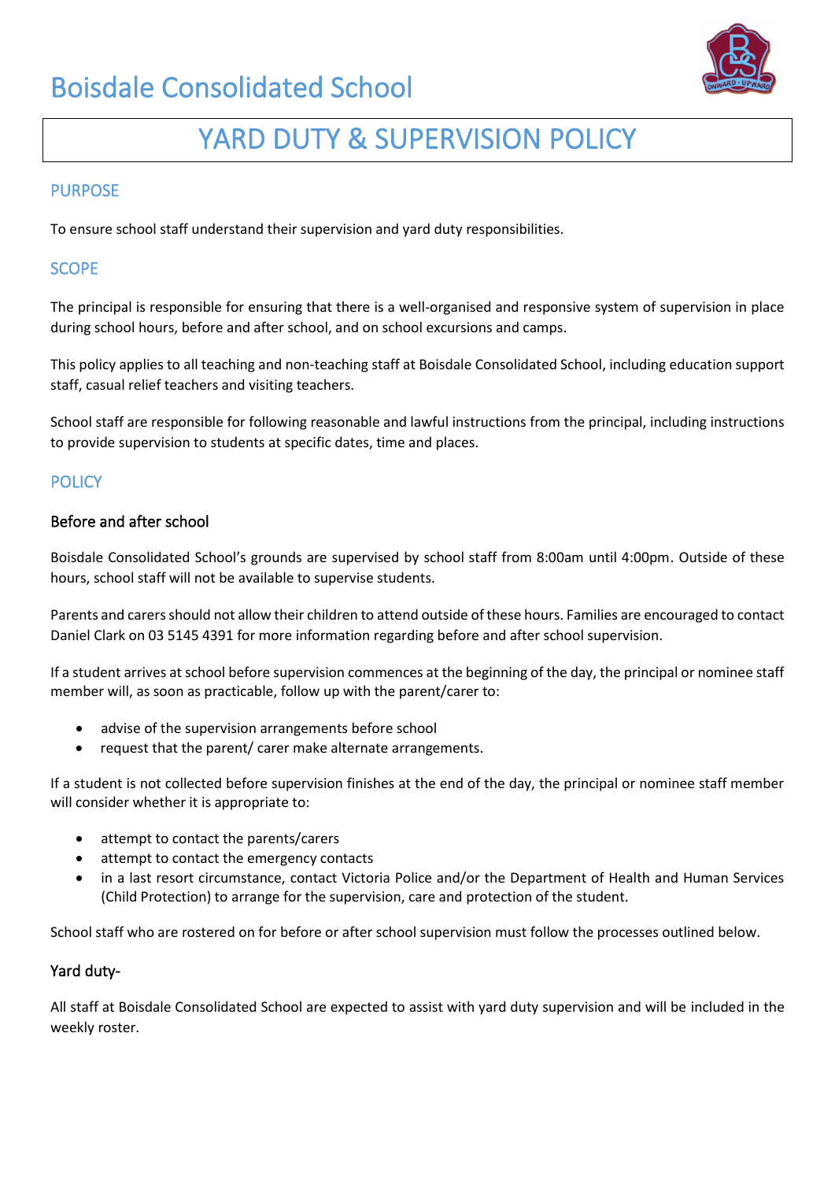# Boisdale Consolidated School

# YARD DUTY & SUPERVISION POLICY

## PURPOSE

To ensure school staff understand their supervision and yard duty responsibilities.

## SCOPE

The principal is responsible for ensuring that there is a well-organised and responsive system of supervision in place during school hours, before and after school, and on school excursions and camps.

This policy applies to all teaching and non-teaching staff at Boisdale Consolidated School, including education support staff, casual relief teachers and visiting teachers.

School staff are responsible for following reasonable and lawful instructions from the principal, including instructions to provide supervision to students at specific dates, time and places.

## POLICY

### Before and after school

Boisdale Consolidated School's grounds are supervised by school staff from 8:00am until 4:00pm. Outside of these hours, school staff will not be available to supervise students.

Parents and carers should not allow their children to attend outside of these hours. Families are encouraged to contact Daniel Clark on 03 5145 4391 for more information regarding before and after school supervision.

If a student arrives at school before supervision commences at the beginning of the day, the principal or nominee staff member will, as soon as practicable, follow up with the parent/carer to:

- advise of the supervision arrangements before school
- request that the parent/ carer make alternate arrangements.

If a student is not collected before supervision finishes at the end of the day, the principal or nominee staff member will consider whether it is appropriate to:

- attempt to contact the parents/carers
- attempt to contact the emergency contacts
- in a last resort circumstance, contact Victoria Police and/or the Department of Health and Human Services (Child Protection) to arrange for the supervision, care and protection of the student.

School staff who are rostered on for before or after school supervision must follow the processes outlined below.

### Yard duty-

All staff at Boisdale Consolidated School are expected to assist with yard duty supervision and will be included in the weekly roster.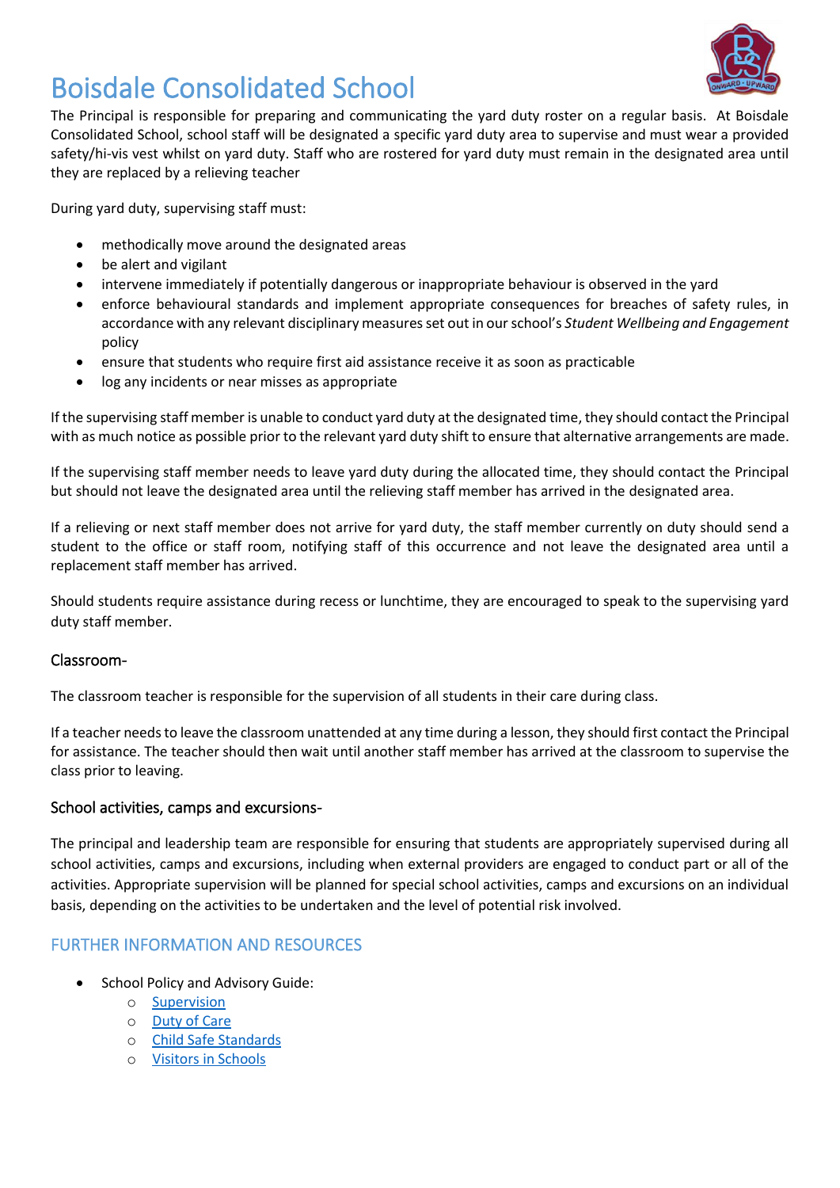# Boisdale Consolidated School

The Principal is responsible for preparing and communicating the yard duty roster on a regular basis. At Boisdale Consolidated School, school staff will be designated a specific yard duty area to supervise and must wear a provided safety/hi-vis vest whilst on yard duty. Staff who are rostered for yard duty must remain in the designated area until they are replaced by a relieving teacher

During yard duty, supervising staff must:

- methodically move around the designated areas
- be alert and vigilant
- intervene immediately if potentially dangerous or inappropriate behaviour is observed in the yard
- enforce behavioural standards and implement appropriate consequences for breaches of safety rules, in accordance with any relevant disciplinary measures set out in our school's *Student Wellbeing and Engagement* policy
- ensure that students who require first aid assistance receive it as soon as practicable
- log any incidents or near misses as appropriate

If the supervising staff member is unable to conduct yard duty at the designated time, they should contact the Principal with as much notice as possible prior to the relevant yard duty shift to ensure that alternative arrangements are made.

If the supervising staff member needs to leave yard duty during the allocated time, they should contact the Principal but should not leave the designated area until the relieving staff member has arrived in the designated area.

If a relieving or next staff member does not arrive for yard duty, the staff member currently on duty should send a student to the office or staff room, notifying staff of this occurrence and not leave the designated area until a replacement staff member has arrived.

Should students require assistance during recess or lunchtime, they are encouraged to speak to the supervising yard duty staff member.

### Classroom-

The classroom teacher is responsible for the supervision of all students in their care during class.

If a teacher needs to leave the classroom unattended at any time during a lesson, they should first contact the Principal for assistance. The teacher should then wait until another staff member has arrived at the classroom to supervise the class prior to leaving.

### School activities, camps and excursions-

The principal and leadership team are responsible for ensuring that students are appropriately supervised during all school activities, camps and excursions, including when external providers are engaged to conduct part or all of the activities. Appropriate supervision will be planned for special school activities, camps and excursions on an individual basis, depending on the activities to be undertaken and the level of potential risk involved.

## FURTHER INFORMATION AND RESOURCES

- School Policy and Advisory Guide:
  - Supervision
  - Duty of Care
  - Child Safe Standards
  - Visitors in Schools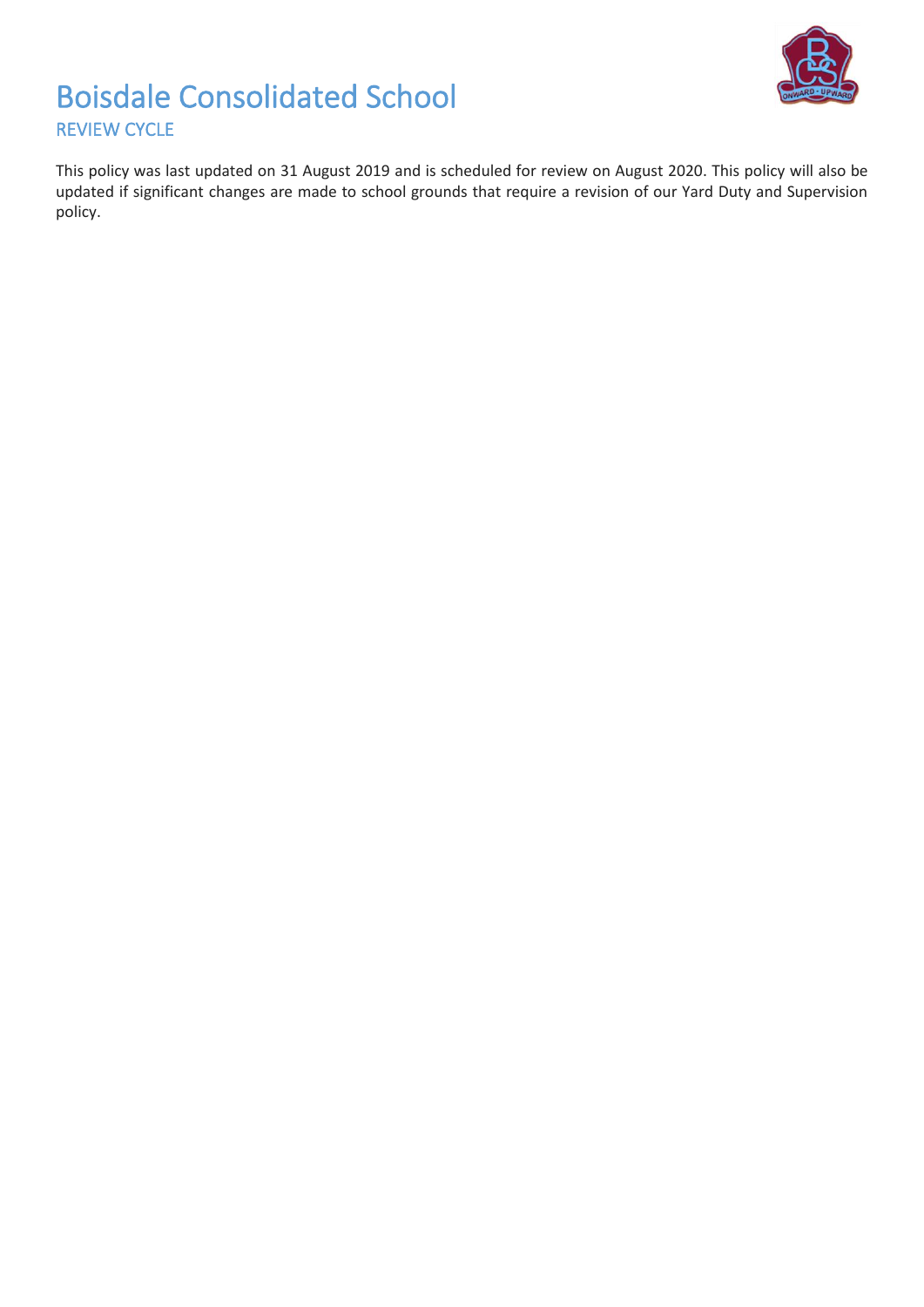# Boisdale Consolidated School

## REVIEW CYCLE

This policy was last updated on 31 August 2019 and is scheduled for review on August 2020. This policy will also be updated if significant changes are made to school grounds that require a revision of our Yard Duty and Supervision policy.